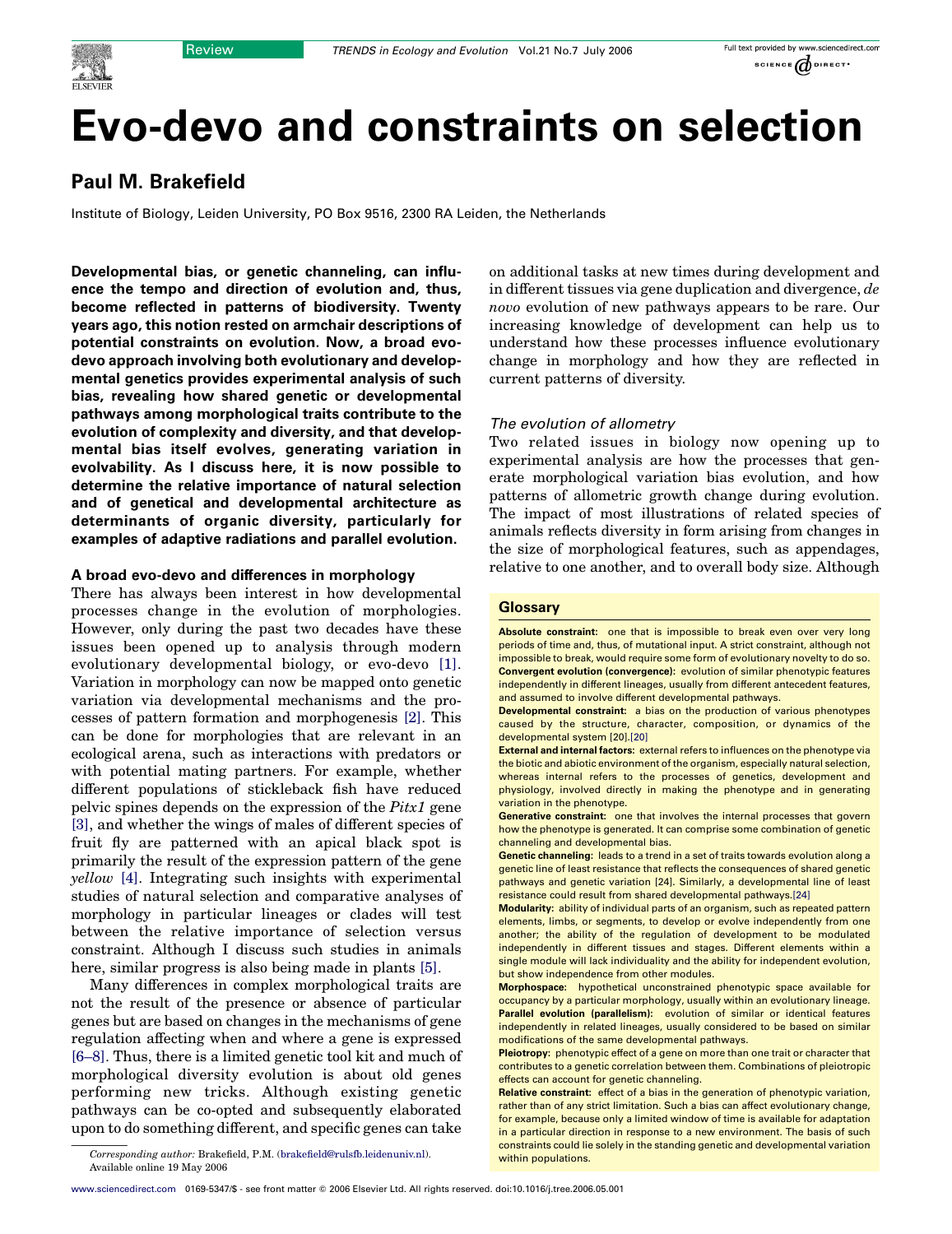Review

# Evo-devo and constraints on selection

## Paul M. Brakefield

Institute of Biology, Leiden University, PO Box 9516, 2300 RA Leiden, the Netherlands

**Developmental bias, or genetic channeling, can influence the tempo and direction of evolution and, thus, become reflected in patterns of biodiversity. Twenty years ago, this notion rested on armchair descriptions of potential constraints on evolution. Now, a broad evo-devo approach involving both evolutionary and developmental genetics provides experimental analysis of such bias, revealing how shared genetic or developmental pathways among morphological traits contribute to the evolution of complexity and diversity, and that developmental bias itself evolves, generating variation in evolvability. As I discuss here, it is now possible to determine the relative importance of natural selection and of genetical and developmental architecture as determinants of organic diversity, particularly for examples of adaptive radiations and parallel evolution.**

### A broad evo-devo and differences in morphology

There has always been interest in how developmental processes change in the evolution of morphologies. However, only during the past two decades have these issues been opened up to analysis through modern evolutionary developmental biology, or evo-devo [1]. Variation in morphology can now be mapped onto genetic variation via developmental mechanisms and the processes of pattern formation and morphogenesis [2]. This can be done for morphologies that are relevant in an ecological arena, such as interactions with predators or with potential mating partners. For example, whether different populations of stickleback fish have reduced pelvic spines depends on the expression of the *Pitx1* gene [3], and whether the wings of males of different species of fruit fly are patterned with an apical black spot is primarily the result of the expression pattern of the gene *yellow* [4]. Integrating such insights with experimental studies of natural selection and comparative analyses of morphology in particular lineages or clades will test between the relative importance of selection versus constraint. Although I discuss such studies in animals here, similar progress is also being made in plants [5].

Many differences in complex morphological traits are not the result of the presence or absence of particular genes but are based on changes in the mechanisms of gene regulation affecting when and where a gene is expressed [6–8]. Thus, there is a limited genetic tool kit and much of morphological diversity evolution is about old genes performing new tricks. Although existing genetic pathways can be co-opted and subsequently elaborated upon to do something different, and specific genes can take on additional tasks at new times during development and in different tissues via gene duplication and divergence, *de novo* evolution of new pathways appears to be rare. Our increasing knowledge of development can help us to understand how these processes influence evolutionary change in morphology and how they are reflected in current patterns of diversity.

### *The evolution of allometry*

Two related issues in biology now opening up to experimental analysis are how the processes that generate morphological variation bias evolution, and how patterns of allometric growth change during evolution. The impact of most illustrations of related species of animals reflects diversity in form arising from changes in the size of morphological features, such as appendages, relative to one another, and to overall body size. Although

### Glossary

**Absolute constraint:** one that is impossible to break even over very long periods of time and, thus, of mutational input. A strict constraint, although not impossible to break, would require some form of evolutionary novelty to do so.

**Convergent evolution (convergence):** evolution of similar phenotypic features independently in different lineages, usually from different antecedent features, and assumed to involve different developmental pathways.

**Developmental constraint:** a bias on the production of various phenotypes caused by the structure, character, composition, or dynamics of the developmental system [20].

**External and internal factors:** external refers to influences on the phenotype via the biotic and abiotic environment of the organism, especially natural selection, whereas internal refers to the processes of genetics, development and physiology, involved directly in making the phenotype and in generating variation in the phenotype.

**Generative constraint:** one that involves the internal processes that govern how the phenotype is generated. It can comprise some combination of genetic channeling and developmental bias.

**Genetic channeling:** leads to a trend in a set of traits towards evolution along a genetic line of least resistance that reflects the consequences of shared genetic pathways and genetic variation [24]. Similarly, a developmental line of least resistance could result from shared developmental pathways.[24]

**Modularity:** ability of individual parts of an organism, such as repeated pattern elements, limbs, or segments, to develop or evolve independently from one another; the ability of the regulation of development to be modulated independently in different tissues and stages. Different elements within a single module will lack individuality and the ability for independent evolution, but show independence from other modules.

**Morphospace:** hypothetical unconstrained phenotypic space available for occupancy by a particular morphology, usually within an evolutionary lineage.

**Parallel evolution (parallelism):** evolution of similar or identical features independently in related lineages, usually considered to be based on similar modifications of the same developmental pathways.

**Pleiotropy:** phenotypic effect of a gene on more than one trait or character that contributes to a genetic correlation between them. Combinations of pleiotropic effects can account for genetic channeling.

**Relative constraint:** effect of a bias in the generation of phenotypic variation, rather than of any strict limitation. Such a bias can affect evolutionary change, for example, because only a limited window of time is available for adaptation in a particular direction in response to a new environment. The basis of such constraints could lie solely in the standing genetic and developmental variation within populations.

*Corresponding author:* Brakefield, P.M. (brakefield@rulsfb.leidenuniv.nl).
Available online 19 May 2006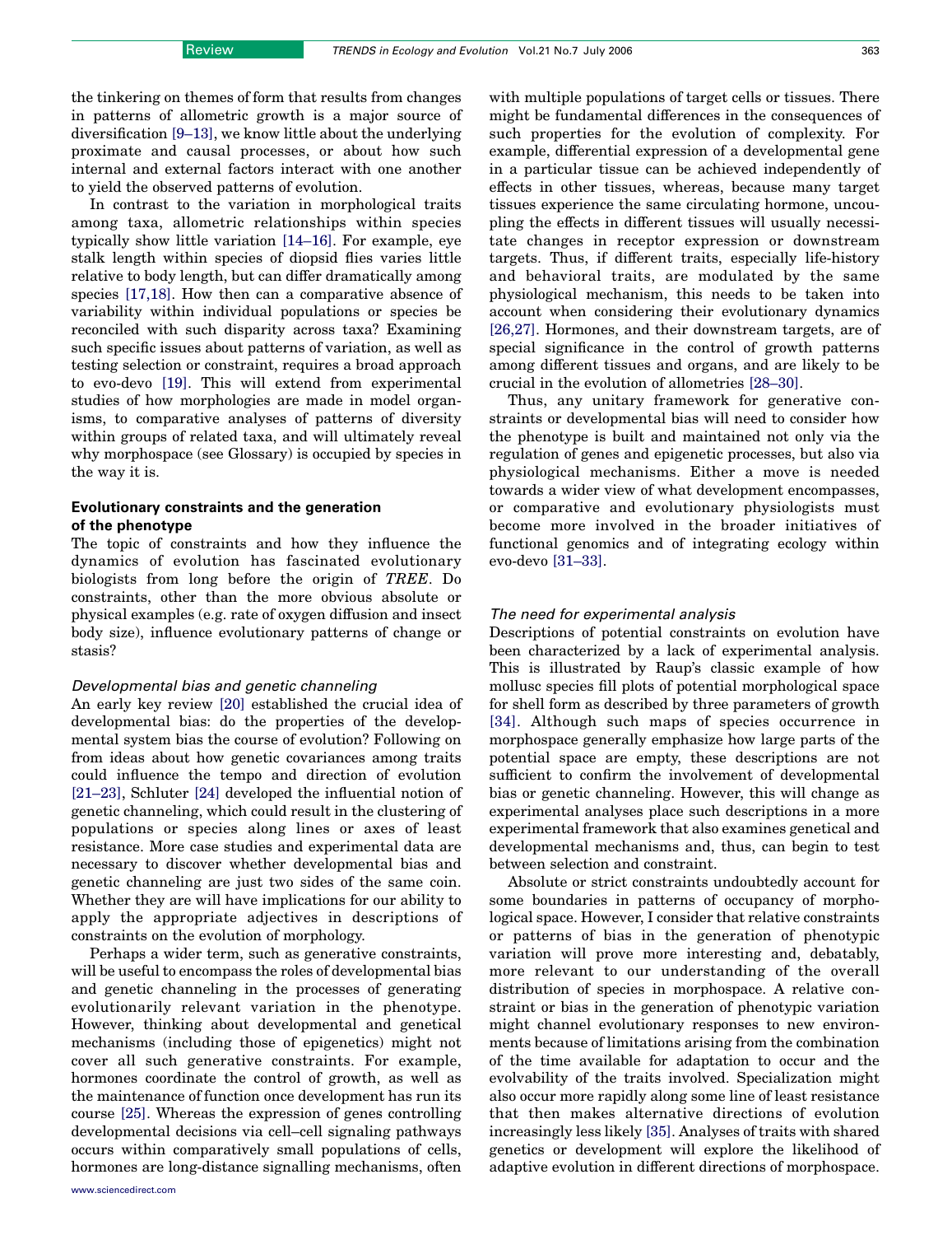the tinkering on themes of form that results from changes in patterns of allometric growth is a major source of diversification [9–13], we know little about the underlying proximate and causal processes, or about how such internal and external factors interact with one another to yield the observed patterns of evolution.

In contrast to the variation in morphological traits among taxa, allometric relationships within species typically show little variation [14–16]. For example, eye stalk length within species of diopsid flies varies little relative to body length, but can differ dramatically among species [17,18]. How then can a comparative absence of variability within individual populations or species be reconciled with such disparity across taxa? Examining such specific issues about patterns of variation, as well as testing selection or constraint, requires a broad approach to evo-devo [19]. This will extend from experimental studies of how morphologies are made in model organisms, to comparative analyses of patterns of diversity within groups of related taxa, and will ultimately reveal why morphospace (see Glossary) is occupied by species in the way it is.

## Evolutionary constraints and the generation of the phenotype

The topic of constraints and how they influence the dynamics of evolution has fascinated evolutionary biologists from long before the origin of *TREE*. Do constraints, other than the more obvious absolute or physical examples (e.g. rate of oxygen diffusion and insect body size), influence evolutionary patterns of change or stasis?

### *Developmental bias and genetic channeling*

An early key review [20] established the crucial idea of developmental bias: do the properties of the developmental system bias the course of evolution? Following on from ideas about how genetic covariances among traits could influence the tempo and direction of evolution [21–23], Schluter [24] developed the influential notion of genetic channeling, which could result in the clustering of populations or species along lines or axes of least resistance. More case studies and experimental data are necessary to discover whether developmental bias and genetic channeling are just two sides of the same coin. Whether they are will have implications for our ability to apply the appropriate adjectives in descriptions of constraints on the evolution of morphology.

Perhaps a wider term, such as generative constraints, will be useful to encompass the roles of developmental bias and genetic channeling in the processes of generating evolutionarily relevant variation in the phenotype. However, thinking about developmental and genetical mechanisms (including those of epigenetics) might not cover all such generative constraints. For example, hormones coordinate the control of growth, as well as the maintenance of function once development has run its course [25]. Whereas the expression of genes controlling developmental decisions via cell–cell signaling pathways occurs within comparatively small populations of cells, hormones are long-distance signalling mechanisms, often with multiple populations of target cells or tissues. There might be fundamental differences in the consequences of such properties for the evolution of complexity. For example, differential expression of a developmental gene in a particular tissue can be achieved independently of effects in other tissues, whereas, because many target tissues experience the same circulating hormone, uncoupling the effects in different tissues will usually necessitate changes in receptor expression or downstream targets. Thus, if different traits, especially life-history and behavioral traits, are modulated by the same physiological mechanism, this needs to be taken into account when considering their evolutionary dynamics [26,27]. Hormones, and their downstream targets, are of special significance in the control of growth patterns among different tissues and organs, and are likely to be crucial in the evolution of allometries [28–30].

Thus, any unitary framework for generative constraints or developmental bias will need to consider how the phenotype is built and maintained not only via the regulation of genes and epigenetic processes, but also via physiological mechanisms. Either a move is needed towards a wider view of what development encompasses, or comparative and evolutionary physiologists must become more involved in the broader initiatives of functional genomics and of integrating ecology within evo-devo [31–33].

### *The need for experimental analysis*

Descriptions of potential constraints on evolution have been characterized by a lack of experimental analysis. This is illustrated by Raup's classic example of how mollusc species fill plots of potential morphological space for shell form as described by three parameters of growth [34]. Although such maps of species occurrence in morphospace generally emphasize how large parts of the potential space are empty, these descriptions are not sufficient to confirm the involvement of developmental bias or genetic channeling. However, this will change as experimental analyses place such descriptions in a more experimental framework that also examines genetical and developmental mechanisms and, thus, can begin to test between selection and constraint.

Absolute or strict constraints undoubtedly account for some boundaries in patterns of occupancy of morphological space. However, I consider that relative constraints or patterns of bias in the generation of phenotypic variation will prove more interesting and, debatably, more relevant to our understanding of the overall distribution of species in morphospace. A relative constraint or bias in the generation of phenotypic variation might channel evolutionary responses to new environments because of limitations arising from the combination of the time available for adaptation to occur and the evolvability of the traits involved. Specialization might also occur more rapidly along some line of least resistance that then makes alternative directions of evolution increasingly less likely [35]. Analyses of traits with shared genetics or development will explore the likelihood of adaptive evolution in different directions of morphospace.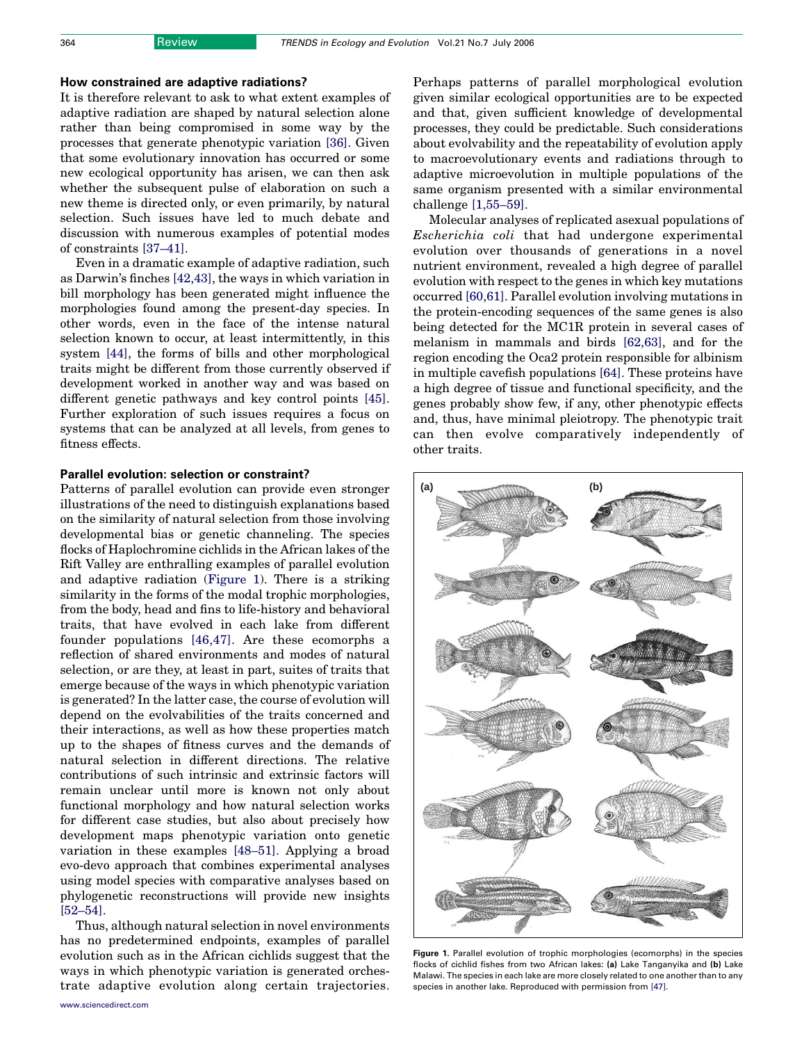## How constrained are adaptive radiations?

It is therefore relevant to ask to what extent examples of adaptive radiation are shaped by natural selection alone rather than being compromised in some way by the processes that generate phenotypic variation [36]. Given that some evolutionary innovation has occurred or some new ecological opportunity has arisen, we can then ask whether the subsequent pulse of elaboration on such a new theme is directed only, or even primarily, by natural selection. Such issues have led to much debate and discussion with numerous examples of potential modes of constraints [37–41].

Even in a dramatic example of adaptive radiation, such as Darwin's finches [42,43], the ways in which variation in bill morphology has been generated might influence the morphologies found among the present-day species. In other words, even in the face of the intense natural selection known to occur, at least intermittently, in this system [44], the forms of bills and other morphological traits might be different from those currently observed if development worked in another way and was based on different genetic pathways and key control points [45]. Further exploration of such issues requires a focus on systems that can be analyzed at all levels, from genes to fitness effects.

## Parallel evolution: selection or constraint?

Patterns of parallel evolution can provide even stronger illustrations of the need to distinguish explanations based on the similarity of natural selection from those involving developmental bias or genetic channeling. The species flocks of Haplochromine cichlids in the African lakes of the Rift Valley are enthralling examples of parallel evolution and adaptive radiation (Figure 1). There is a striking similarity in the forms of the modal trophic morphologies, from the body, head and fins to life-history and behavioral traits, that have evolved in each lake from different founder populations [46,47]. Are these ecomorphs a reflection of shared environments and modes of natural selection, or are they, at least in part, suites of traits that emerge because of the ways in which phenotypic variation is generated? In the latter case, the course of evolution will depend on the evolvabilities of the traits concerned and their interactions, as well as how these properties match up to the shapes of fitness curves and the demands of natural selection in different directions. The relative contributions of such intrinsic and extrinsic factors will remain unclear until more is known not only about functional morphology and how natural selection works for different case studies, but also about precisely how development maps phenotypic variation onto genetic variation in these examples [48–51]. Applying a broad evo-devo approach that combines experimental analyses using model species with comparative analyses based on phylogenetic reconstructions will provide new insights [52–54].

Thus, although natural selection in novel environments has no predetermined endpoints, examples of parallel evolution such as in the African cichlids suggest that the ways in which phenotypic variation is generated orchestrate adaptive evolution along certain trajectories. Perhaps patterns of parallel morphological evolution given similar ecological opportunities are to be expected and that, given sufficient knowledge of developmental processes, they could be predictable. Such considerations about evolvability and the repeatability of evolution apply to macroevolutionary events and radiations through to adaptive microevolution in multiple populations of the same organism presented with a similar environmental challenge [1,55–59].

Molecular analyses of replicated asexual populations of *Escherichia coli* that had undergone experimental evolution over thousands of generations in a novel nutrient environment, revealed a high degree of parallel evolution with respect to the genes in which key mutations occurred [60,61]. Parallel evolution involving mutations in the protein-encoding sequences of the same genes is also being detected for the MC1R protein in several cases of melanism in mammals and birds [62,63], and for the region encoding the Oca2 protein responsible for albinism in multiple cavefish populations [64]. These proteins have a high degree of tissue and functional specificity, and the genes probably show few, if any, other phenotypic effects and, thus, have minimal pleiotropy. The phenotypic trait can then evolve comparatively independently of other traits.

**Figure 1.** Parallel evolution of trophic morphologies (ecomorphs) in the species flocks of cichlid fishes from two African lakes: **(a)** Lake Tanganyika and **(b)** Lake Malawi. The species in each lake are more closely related to one another than to any species in another lake. Reproduced with permission from [47].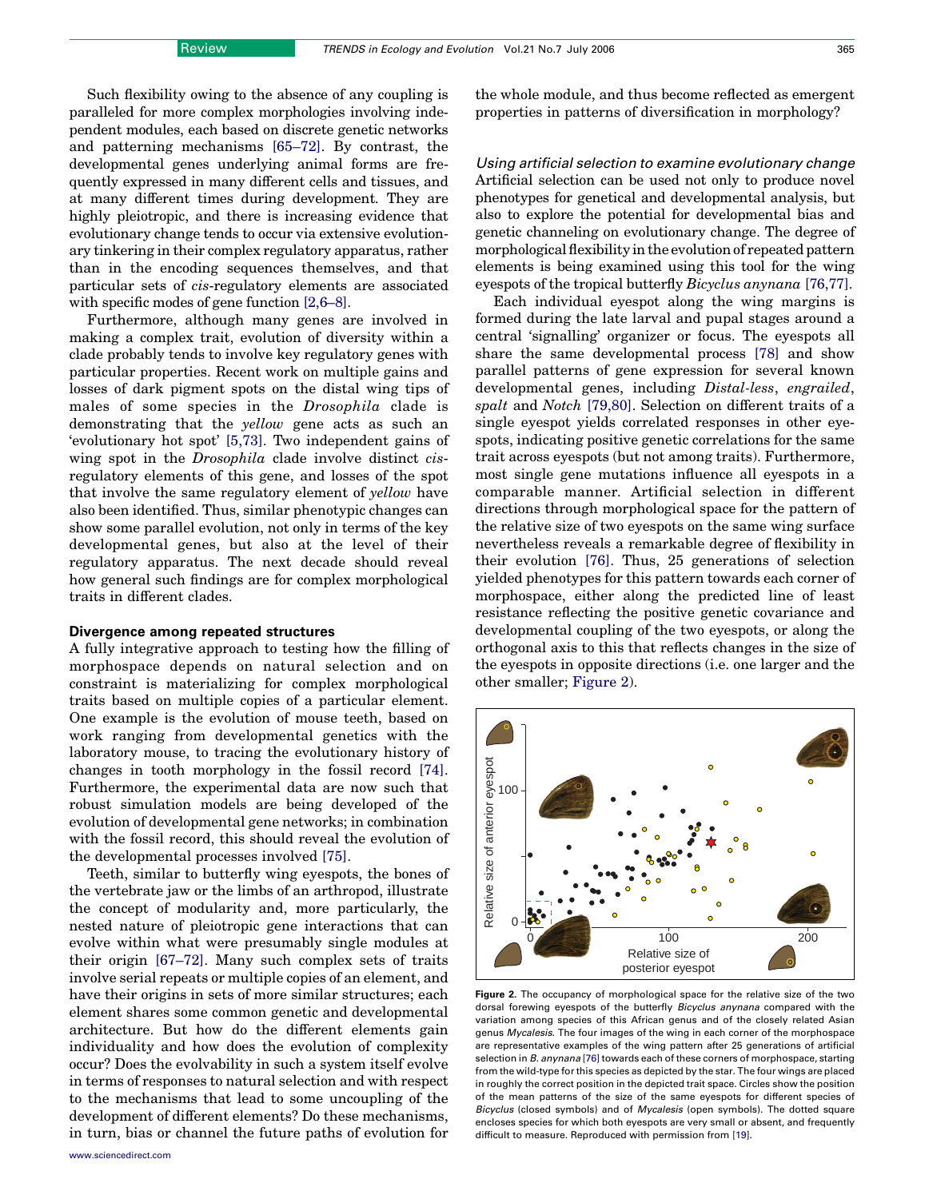Such flexibility owing to the absence of any coupling is paralleled for more complex morphologies involving independent modules, each based on discrete genetic networks and patterning mechanisms [65–72]. By contrast, the developmental genes underlying animal forms are frequently expressed in many different cells and tissues, and at many different times during development. They are highly pleiotropic, and there is increasing evidence that evolutionary change tends to occur via extensive evolutionary tinkering in their complex regulatory apparatus, rather than in the encoding sequences themselves, and that particular sets of *cis*-regulatory elements are associated with specific modes of gene function [2,6–8].

Furthermore, although many genes are involved in making a complex trait, evolution of diversity within a clade probably tends to involve key regulatory genes with particular properties. Recent work on multiple gains and losses of dark pigment spots on the distal wing tips of males of some species in the *Drosophila* clade is demonstrating that the *yellow* gene acts as such an 'evolutionary hot spot' [5,73]. Two independent gains of wing spot in the *Drosophila* clade involve distinct *cis*-regulatory elements of this gene, and losses of the spot that involve the same regulatory element of *yellow* have also been identified. Thus, similar phenotypic changes can show some parallel evolution, not only in terms of the key developmental genes, but also at the level of their regulatory apparatus. The next decade should reveal how general such findings are for complex morphological traits in different clades.

## Divergence among repeated structures

A fully integrative approach to testing how the filling of morphospace depends on natural selection and on constraint is materializing for complex morphological traits based on multiple copies of a particular element. One example is the evolution of mouse teeth, based on work ranging from developmental genetics with the laboratory mouse, to tracing the evolutionary history of changes in tooth morphology in the fossil record [74]. Furthermore, the experimental data are now such that robust simulation models are being developed of the evolution of developmental gene networks; in combination with the fossil record, this should reveal the evolution of the developmental processes involved [75].

Teeth, similar to butterfly wing eyespots, the bones of the vertebrate jaw or the limbs of an arthropod, illustrate the concept of modularity and, more particularly, the nested nature of pleiotropic gene interactions that can evolve within what were presumably single modules at their origin [67–72]. Many such complex sets of traits involve serial repeats or multiple copies of an element, and have their origins in sets of more similar structures; each element shares some common genetic and developmental architecture. But how do the different elements gain individuality and how does the evolution of complexity occur? Does the evolvability in such a system itself evolve in terms of responses to natural selection and with respect to the mechanisms that lead to some uncoupling of the development of different elements? Do these mechanisms, in turn, bias or channel the future paths of evolution for the whole module, and thus become reflected as emergent properties in patterns of diversification in morphology?

### *Using artificial selection to examine evolutionary change*

Artificial selection can be used not only to produce novel phenotypes for genetical and developmental analysis, but also to explore the potential for developmental bias and genetic channeling on evolutionary change. The degree of morphological flexibility in the evolution of repeated pattern elements is being examined using this tool for the wing eyespots of the tropical butterfly *Bicyclus anynana* [76,77].

Each individual eyespot along the wing margins is formed during the late larval and pupal stages around a central 'signalling' organizer or focus. The eyespots all share the same developmental process [78] and show parallel patterns of gene expression for several known developmental genes, including *Distal-less*, *engrailed*, *spalt* and *Notch* [79,80]. Selection on different traits of a single eyespot yields correlated responses in other eyespots, indicating positive genetic correlations for the same trait across eyespots (but not among traits). Furthermore, most single gene mutations influence all eyespots in a comparable manner. Artificial selection in different directions through morphological space for the pattern of the relative size of two eyespots on the same wing surface nevertheless reveals a remarkable degree of flexibility in their evolution [76]. Thus, 25 generations of selection yielded phenotypes for this pattern towards each corner of morphospace, either along the predicted line of least resistance reflecting the positive genetic covariance and developmental coupling of the two eyespots, or along the orthogonal axis to this that reflects changes in the size of the eyespots in opposite directions (i.e. one larger and the other smaller; Figure 2).

**Figure 2.** The occupancy of morphological space for the relative size of the two dorsal forewing eyespots of the butterfly *Bicyclus anynana* compared with the variation among species of this African genus and of the closely related Asian genus *Mycalesis*. The four images of the wing in each corner of the morphospace are representative examples of the wing pattern after 25 generations of artificial selection in *B. anynana* [76] towards each of these corners of morphospace, starting from the wild-type for this species as depicted by the star. The four wings are placed in roughly the correct position in the depicted trait space. Circles show the position of the mean patterns of the size of the same eyespots for different species of *Bicyclus* (closed symbols) and of *Mycalesis* (open symbols). The dotted square encloses species for which both eyespots are very small or absent, and frequently difficult to measure. Reproduced with permission from [19].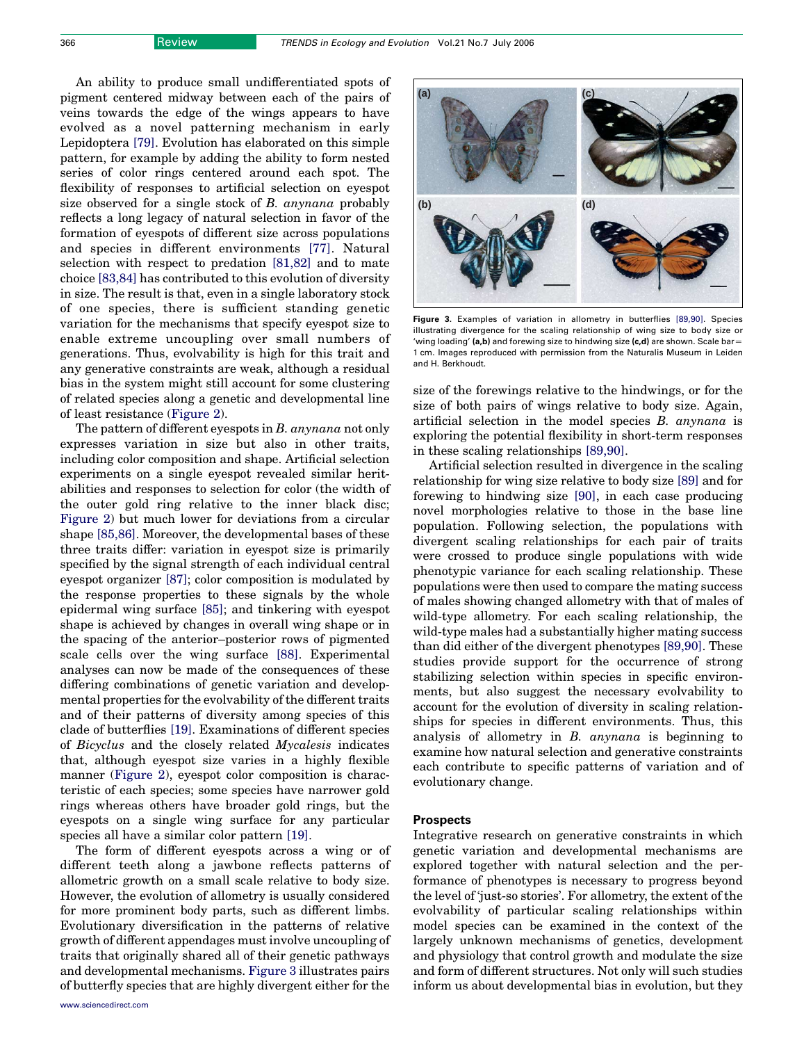An ability to produce small undifferentiated spots of pigment centered midway between each of the pairs of veins towards the edge of the wings appears to have evolved as a novel patterning mechanism in early Lepidoptera [79]. Evolution has elaborated on this simple pattern, for example by adding the ability to form nested series of color rings centered around each spot. The flexibility of responses to artificial selection on eyespot size observed for a single stock of *B. anynana* probably reflects a long legacy of natural selection in favor of the formation of eyespots of different size across populations and species in different environments [77]. Natural selection with respect to predation [81,82] and to mate choice [83,84] has contributed to this evolution of diversity in size. The result is that, even in a single laboratory stock of one species, there is sufficient standing genetic variation for the mechanisms that specify eyespot size to enable extreme uncoupling over small numbers of generations. Thus, evolvability is high for this trait and any generative constraints are weak, although a residual bias in the system might still account for some clustering of related species along a genetic and developmental line of least resistance (Figure 2).

The pattern of different eyespots in *B. anynana* not only expresses variation in size but also in other traits, including color composition and shape. Artificial selection experiments on a single eyespot revealed similar heritabilities and responses to selection for color (the width of the outer gold ring relative to the inner black disc; Figure 2) but much lower for deviations from a circular shape [85,86]. Moreover, the developmental bases of these three traits differ: variation in eyespot size is primarily specified by the signal strength of each individual central eyespot organizer [87]; color composition is modulated by the response properties to these signals by the whole epidermal wing surface [85]; and tinkering with eyespot shape is achieved by changes in overall wing shape or in the spacing of the anterior–posterior rows of pigmented scale cells over the wing surface [88]. Experimental analyses can now be made of the consequences of these differing combinations of genetic variation and developmental properties for the evolvability of the different traits and of their patterns of diversity among species of this clade of butterflies [19]. Examinations of different species of *Bicyclus* and the closely related *Mycalesis* indicates that, although eyespot size varies in a highly flexible manner (Figure 2), eyespot color composition is characteristic of each species; some species have narrower gold rings whereas others have broader gold rings, but the eyespots on a single wing surface for any particular species all have a similar color pattern [19].

The form of different eyespots across a wing or of different teeth along a jawbone reflects patterns of allometric growth on a small scale relative to body size. However, the evolution of allometry is usually considered for more prominent body parts, such as different limbs. Evolutionary diversification in the patterns of relative growth of different appendages must involve uncoupling of traits that originally shared all of their genetic pathways and developmental mechanisms. Figure 3 illustrates pairs of butterfly species that are highly divergent either for the size of the forewings relative to the hindwings, or for the size of both pairs of wings relative to body size. Again, artificial selection in the model species *B. anynana* is exploring the potential flexibility in short-term responses in these scaling relationships [89,90].

**Figure 3.** Examples of variation in allometry in butterflies [89,90]. Species illustrating divergence for the scaling relationship of wing size to body size or 'wing loading' **(a,b)** and forewing size to hindwing size **(c,d)** are shown. Scale bar = 1 cm. Images reproduced with permission from the Naturalis Museum in Leiden and H. Berkhoudt.

Artificial selection resulted in divergence in the scaling relationship for wing size relative to body size [89] and for forewing to hindwing size [90], in each case producing novel morphologies relative to those in the base line population. Following selection, the populations with divergent scaling relationships for each pair of traits were crossed to produce single populations with wide phenotypic variance for each scaling relationship. These populations were then used to compare the mating success of males showing changed allometry with that of males of wild-type allometry. For each scaling relationship, the wild-type males had a substantially higher mating success than did either of the divergent phenotypes [89,90]. These studies provide support for the occurrence of strong stabilizing selection within species in specific environments, but also suggest the necessary evolvability to account for the evolution of diversity in scaling relationships for species in different environments. Thus, this analysis of allometry in *B. anynana* is beginning to examine how natural selection and generative constraints each contribute to specific patterns of variation and of evolutionary change.

## Prospects

Integrative research on generative constraints in which genetic variation and developmental mechanisms are explored together with natural selection and the performance of phenotypes is necessary to progress beyond the level of 'just-so stories'. For allometry, the extent of the evolvability of particular scaling relationships within model species can be examined in the context of the largely unknown mechanisms of genetics, development and physiology that control growth and modulate the size and form of different structures. Not only will such studies inform us about developmental bias in evolution, but they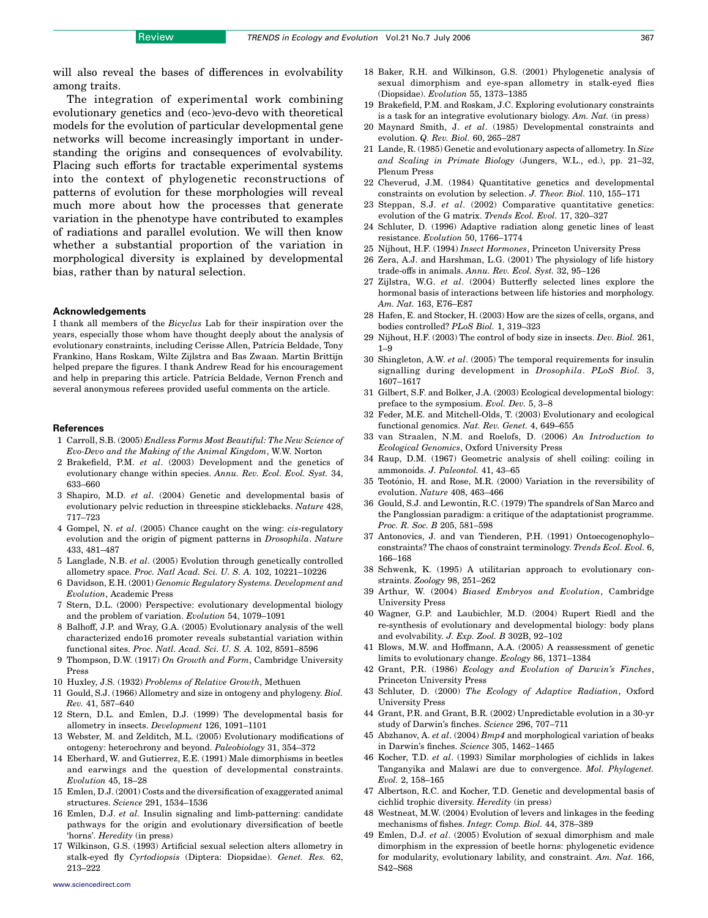will also reveal the bases of differences in evolvability among traits.

The integration of experimental work combining evolutionary genetics and (eco-)evo-devo with theoretical models for the evolution of particular developmental gene networks will become increasingly important in understanding the origins and consequences of evolvability. Placing such efforts for tractable experimental systems into the context of phylogenetic reconstructions of patterns of evolution for these morphologies will reveal much more about how the processes that generate variation in the phenotype have contributed to examples of radiations and parallel evolution. We will then know whether a substantial proportion of the variation in morphological diversity is explained by developmental bias, rather than by natural selection.

### Acknowledgements

I thank all members of the *Bicyclus* Lab for their inspiration over the years, especially those whom have thought deeply about the analysis of evolutionary constraints, including Cerisse Allen, Patrícia Beldade, Tony Frankino, Hans Roskam, Wilte Zijlstra and Bas Zwaan. Martin Brittijn helped prepare the figures. I thank Andrew Read for his encouragement and help in preparing this article. Patrícia Beldade, Vernon French and several anonymous referees provided useful comments on the article.

### References

1 Carroll, S.B. (2005) *Endless Forms Most Beautiful: The New Science of Evo-Devo and the Making of the Animal Kingdom*, W.W. Norton
2 Brakefield, P.M. *et al*. (2003) Development and the genetics of evolutionary change within species. *Annu. Rev. Ecol. Evol. Syst.* 34, 633–660
3 Shapiro, M.D. *et al*. (2004) Genetic and developmental basis of evolutionary pelvic reduction in threespine sticklebacks. *Nature* 428, 717–723
4 Gompel, N. *et al*. (2005) Chance caught on the wing: *cis*-regulatory evolution and the origin of pigment patterns in *Drosophila*. *Nature* 433, 481–487
5 Langlade, N.B. *et al*. (2005) Evolution through genetically controlled allometry space. *Proc. Natl Acad. Sci. U. S. A.* 102, 10221–10226
6 Davidson, E.H. (2001) *Genomic Regulatory Systems. Development and Evolution*, Academic Press
7 Stern, D.L. (2000) Perspective: evolutionary developmental biology and the problem of variation. *Evolution* 54, 1079–1091
8 Balhoff, J.P. and Wray, G.A. (2005) Evolutionary analysis of the well characterized endo16 promoter reveals substantial variation within functional sites. *Proc. Natl. Acad. Sci. U. S. A.* 102, 8591–8596
9 Thompson, D.W. (1917) *On Growth and Form*, Cambridge University Press
10 Huxley, J.S. (1932) *Problems of Relative Growth*, Methuen
11 Gould, S.J. (1966) Allometry and size in ontogeny and phylogeny. *Biol. Rev.* 41, 587–640
12 Stern, D.L. and Emlen, D.J. (1999) The developmental basis for allometry in insects. *Development* 126, 1091–1101
13 Webster, M. and Zelditch, M.L. (2005) Evolutionary modifications of ontogeny: heterochrony and beyond. *Paleobiology* 31, 354–372
14 Eberhard, W. and Gutierrez, E.E. (1991) Male dimorphisms in beetles and earwings and the question of developmental constraints. *Evolution* 45, 18–28
15 Emlen, D.J. (2001) Costs and the diversification of exaggerated animal structures. *Science* 291, 1534–1536
16 Emlen, D.J. *et al.* Insulin signaling and limb-patterning: candidate pathways for the origin and evolutionary diversification of beetle 'horns'. *Heredity* (in press)
17 Wilkinson, G.S. (1993) Artificial sexual selection alters allometry in stalk-eyed fly *Cyrtodiopsis* (Diptera: Diopsidae). *Genet. Res.* 62, 213–222
18 Baker, R.H. and Wilkinson, G.S. (2001) Phylogenetic analysis of sexual dimorphism and eye-span allometry in stalk-eyed flies (Diopsidae). *Evolution* 55, 1373–1385
19 Brakefield, P.M. and Roskam, J.C. Exploring evolutionary constraints is a task for an integrative evolutionary biology. *Am. Nat.* (in press)
20 Maynard Smith, J. *et al*. (1985) Developmental constraints and evolution. *Q. Rev. Biol.* 60, 265–287
21 Lande, R. (1985) Genetic and evolutionary aspects of allometry. In *Size and Scaling in Primate Biology* (Jungers, W.L., ed.), pp. 21–32, Plenum Press
22 Cheverud, J.M. (1984) Quantitative genetics and developmental constraints on evolution by selection. *J. Theor. Biol.* 110, 155–171
23 Steppan, S.J. *et al*. (2002) Comparative quantitative genetics: evolution of the G matrix. *Trends Ecol. Evol.* 17, 320–327
24 Schluter, D. (1996) Adaptive radiation along genetic lines of least resistance. *Evolution* 50, 1766–1774
25 Nijhout, H.F. (1994) *Insect Hormones*, Princeton University Press
26 Zera, A.J. and Harshman, L.G. (2001) The physiology of life history trade-offs in animals. *Annu. Rev. Ecol. Syst.* 32, 95–126
27 Zijlstra, W.G. *et al*. (2004) Butterfly selected lines explore the hormonal basis of interactions between life histories and morphology. *Am. Nat.* 163, E76–E87
28 Hafen, E. and Stocker, H. (2003) How are the sizes of cells, organs, and bodies controlled? *PLoS Biol.* 1, 319–323
29 Nijhout, H.F. (2003) The control of body size in insects. *Dev. Biol.* 261, 1–9
30 Shingleton, A.W. *et al*. (2005) The temporal requirements for insulin signalling during development in *Drosophila*. *PLoS Biol.* 3, 1607–1617
31 Gilbert, S.F. and Bolker, J.A. (2003) Ecological developmental biology: preface to the symposium. *Evol. Dev.* 5, 3–8
32 Feder, M.E. and Mitchell-Olds, T. (2003) Evolutionary and ecological functional genomics. *Nat. Rev. Genet.* 4, 649–655
33 van Straalen, N.M. and Roelofs, D. (2006) *An Introduction to Ecological Genomics*, Oxford University Press
34 Raup, D.M. (1967) Geometric analysis of shell coiling: coiling in ammonoids. *J. Paleontol.* 41, 43–65
35 Teotónio, H. and Rose, M.R. (2000) Variation in the reversibility of evolution. *Nature* 408, 463–466
36 Gould, S.J. and Lewontin, R.C. (1979) The spandrels of San Marco and the Panglossian paradigm: a critique of the adaptationist programme. *Proc. R. Soc. B* 205, 581–598
37 Antonovics, J. and van Tienderen, P.H. (1991) Ontoecogenophylo–constraints? The chaos of constraint terminology. *Trends Ecol. Evol.* 6, 166–168
38 Schwenk, K. (1995) A utilitarian approach to evolutionary constraints. *Zoology* 98, 251–262
39 Arthur, W. (2004) *Biased Embryos and Evolution*, Cambridge University Press
40 Wagner, G.P. and Laubichler, M.D. (2004) Rupert Riedl and the re-synthesis of evolutionary and developmental biology: body plans and evolvability. *J. Exp. Zool. B* 302B, 92–102
41 Blows, M.W. and Hoffmann, A.A. (2005) A reassessment of genetic limits to evolutionary change. *Ecology* 86, 1371–1384
42 Grant, P.R. (1986) *Ecology and Evolution of Darwin's Finches*, Princeton University Press
43 Schluter, D. (2000) *The Ecology of Adaptive Radiation*, Oxford University Press
44 Grant, P.R. and Grant, B.R. (2002) Unpredictable evolution in a 30-yr study of Darwin's finches. *Science* 296, 707–711
45 Abzhanov, A. *et al*. (2004) *Bmp4* and morphological variation of beaks in Darwin's finches. *Science* 305, 1462–1465
46 Kocher, T.D. *et al*. (1993) Similar morphologies of cichlids in lakes Tanganyika and Malawi are due to convergence. *Mol. Phylogenet. Evol.* 2, 158–165
47 Albertson, R.C. and Kocher, T.D. Genetic and developmental basis of cichlid trophic diversity. *Heredity* (in press)
48 Westneat, M.W. (2004) Evolution of levers and linkages in the feeding mechanisms of fishes. *Integr. Comp. Biol.* 44, 378–389
49 Emlen, D.J. *et al*. (2005) Evolution of sexual dimorphism and male dimorphism in the expression of beetle horns: phylogenetic evidence for modularity, evolutionary lability, and constraint. *Am. Nat.* 166, S42–S68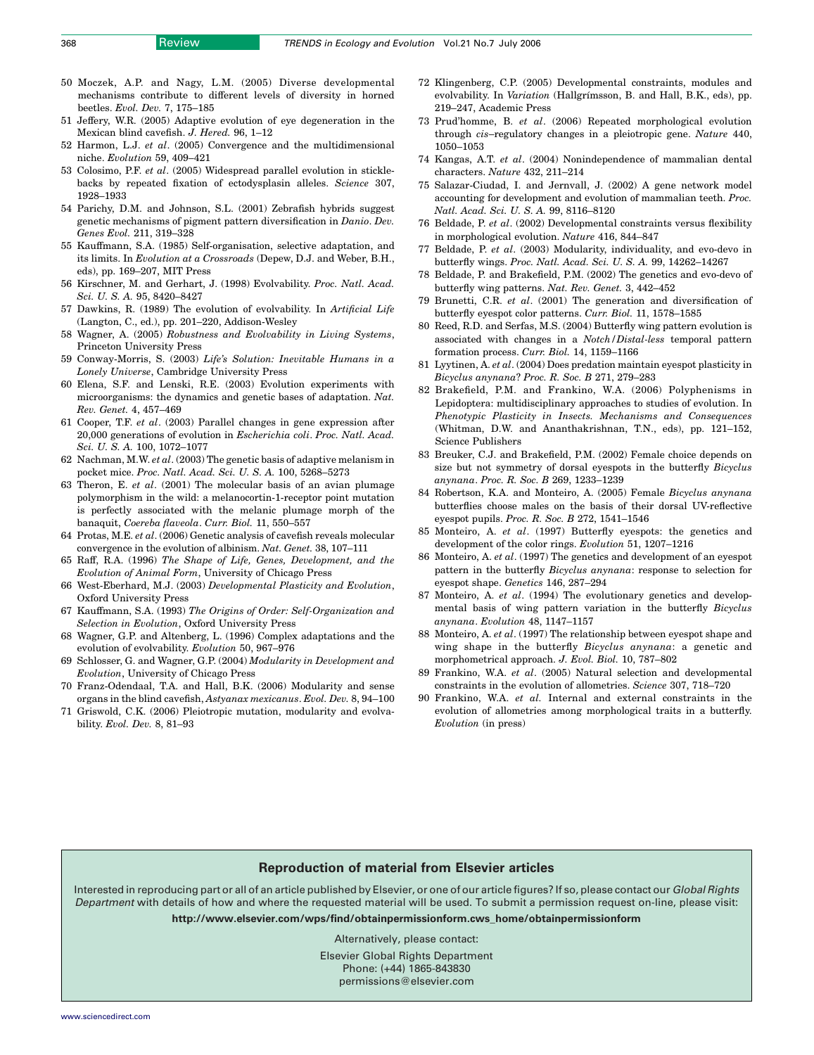50 Moczek, A.P. and Nagy, L.M. (2005) Diverse developmental mechanisms contribute to different levels of diversity in horned beetles. *Evol. Dev.* 7, 175–185

51 Jeffery, W.R. (2005) Adaptive evolution of eye degeneration in the Mexican blind cavefish. *J. Hered.* 96, 1–12

52 Harmon, L.J. *et al*. (2005) Convergence and the multidimensional niche. *Evolution* 59, 409–421

53 Colosimo, P.F. *et al*. (2005) Widespread parallel evolution in sticklebacks by repeated fixation of ectodysplasin alleles. *Science* 307, 1928–1933

54 Parichy, D.M. and Johnson, S.L. (2001) Zebrafish hybrids suggest genetic mechanisms of pigment pattern diversification in *Danio*. *Dev. Genes Evol.* 211, 319–328

55 Kauffmann, S.A. (1985) Self-organisation, selective adaptation, and its limits. In *Evolution at a Crossroads* (Depew, D.J. and Weber, B.H., eds), pp. 169–207, MIT Press

56 Kirschner, M. and Gerhart, J. (1998) Evolvability. *Proc. Natl. Acad. Sci. U. S. A.* 95, 8420–8427

57 Dawkins, R. (1989) The evolution of evolvability. In *Artificial Life* (Langton, C., ed.), pp. 201–220, Addison-Wesley

58 Wagner, A. (2005) *Robustness and Evolvability in Living Systems*, Princeton University Press

59 Conway-Morris, S. (2003) *Life's Solution: Inevitable Humans in a Lonely Universe*, Cambridge University Press

60 Elena, S.F. and Lenski, R.E. (2003) Evolution experiments with microorganisms: the dynamics and genetic bases of adaptation. *Nat. Rev. Genet.* 4, 457–469

61 Cooper, T.F. *et al*. (2003) Parallel changes in gene expression after 20,000 generations of evolution in *Escherichia coli*. *Proc. Natl. Acad. Sci. U. S. A.* 100, 1072–1077

62 Nachman, M.W. *et al*. (2003) The genetic basis of adaptive melanism in pocket mice. *Proc. Natl. Acad. Sci. U. S. A.* 100, 5268–5273

63 Theron, E. *et al*. (2001) The molecular basis of an avian plumage polymorphism in the wild: a melanocortin-1-receptor point mutation is perfectly associated with the melanic plumage morph of the banaquit, *Coereba flaveola*. *Curr. Biol.* 11, 550–557

64 Protas, M.E. *et al*. (2006) Genetic analysis of cavefish reveals molecular convergence in the evolution of albinism. *Nat. Genet.* 38, 107–111

65 Raff, R.A. (1996) *The Shape of Life, Genes, Development, and the Evolution of Animal Form*, University of Chicago Press

66 West-Eberhard, M.J. (2003) *Developmental Plasticity and Evolution*, Oxford University Press

67 Kauffmann, S.A. (1993) *The Origins of Order: Self-Organization and Selection in Evolution*, Oxford University Press

68 Wagner, G.P. and Altenberg, L. (1996) Complex adaptations and the evolution of evolvability. *Evolution* 50, 967–976

69 Schlosser, G. and Wagner, G.P. (2004) *Modularity in Development and Evolution*, University of Chicago Press

70 Franz-Odendaal, T.A. and Hall, B.K. (2006) Modularity and sense organs in the blind cavefish, *Astyanax mexicanus*. *Evol. Dev.* 8, 94–100

71 Griswold, C.K. (2006) Pleiotropic mutation, modularity and evolvability. *Evol. Dev.* 8, 81–93

72 Klingenberg, C.P. (2005) Developmental constraints, modules and evolvability. In *Variation* (Hallgrímsson, B. and Hall, B.K., eds), pp. 219–247, Academic Press

73 Prud'homme, B. *et al*. (2006) Repeated morphological evolution through *cis*–regulatory changes in a pleiotropic gene. *Nature* 440, 1050–1053

74 Kangas, A.T. *et al*. (2004) Nonindependence of mammalian dental characters. *Nature* 432, 211–214

75 Salazar-Ciudad, I. and Jernvall, J. (2002) A gene network model accounting for development and evolution of mammalian teeth. *Proc. Natl. Acad. Sci. U. S. A.* 99, 8116–8120

76 Beldade, P. *et al*. (2002) Developmental constraints versus flexibility in morphological evolution. *Nature* 416, 844–847

77 Beldade, P. *et al*. (2003) Modularity, individuality, and evo-devo in butterfly wings. *Proc. Natl. Acad. Sci. U. S. A.* 99, 14262–14267

78 Beldade, P. and Brakefield, P.M. (2002) The genetics and evo-devo of butterfly wing patterns. *Nat. Rev. Genet.* 3, 442–452

79 Brunetti, C.R. *et al*. (2001) The generation and diversification of butterfly eyespot color patterns. *Curr. Biol.* 11, 1578–1585

80 Reed, R.D. and Serfas, M.S. (2004) Butterfly wing pattern evolution is associated with changes in a *Notch*/*Distal-less* temporal pattern formation process. *Curr. Biol.* 14, 1159–1166

81 Lyytinen, A. *et al*. (2004) Does predation maintain eyespot plasticity in *Bicyclus anynana*? *Proc. R. Soc. B* 271, 279–283

82 Brakefield, P.M. and Frankino, W.A. (2006) Polyphenisms in Lepidoptera: multidisciplinary approaches to studies of evolution. In *Phenotypic Plasticity in Insects. Mechanisms and Consequences* (Whitman, D.W. and Ananthakrishnan, T.N., eds), pp. 121–152, Science Publishers

83 Breuker, C.J. and Brakefield, P.M. (2002) Female choice depends on size but not symmetry of dorsal eyespots in the butterfly *Bicyclus anynana*. *Proc. R. Soc. B* 269, 1233–1239

84 Robertson, K.A. and Monteiro, A. (2005) Female *Bicyclus anynana* butterflies choose males on the basis of their dorsal UV-reflective eyespot pupils. *Proc. R. Soc. B* 272, 1541–1546

85 Monteiro, A. *et al*. (1997) Butterfly eyespots: the genetics and development of the color rings. *Evolution* 51, 1207–1216

86 Monteiro, A. *et al*. (1997) The genetics and development of an eyespot pattern in the butterfly *Bicyclus anynana*: response to selection for eyespot shape. *Genetics* 146, 287–294

87 Monteiro, A. *et al*. (1994) The evolutionary genetics and developmental basis of wing pattern variation in the butterfly *Bicyclus anynana*. *Evolution* 48, 1147–1157

88 Monteiro, A. *et al*. (1997) The relationship between eyespot shape and wing shape in the butterfly *Bicyclus anynana*: a genetic and morphometrical approach. *J. Evol. Biol.* 10, 787–802

89 Frankino, W.A. *et al*. (2005) Natural selection and developmental constraints in the evolution of allometries. *Science* 307, 718–720

90 Frankino, W.A. *et al.* Internal and external constraints in the evolution of allometries among morphological traits in a butterfly. *Evolution* (in press)

## Reproduction of material from Elsevier articles

Interested in reproducing part or all of an article published by Elsevier, or one of our article figures? If so, please contact our *Global Rights Department* with details of how and where the requested material will be used. To submit a permission request on-line, please visit:

**http://www.elsevier.com/wps/find/obtainpermissionform.cws_home/obtainpermissionform**

Alternatively, please contact:

Elsevier Global Rights Department
Phone: (+44) 1865-843830
permissions@elsevier.com